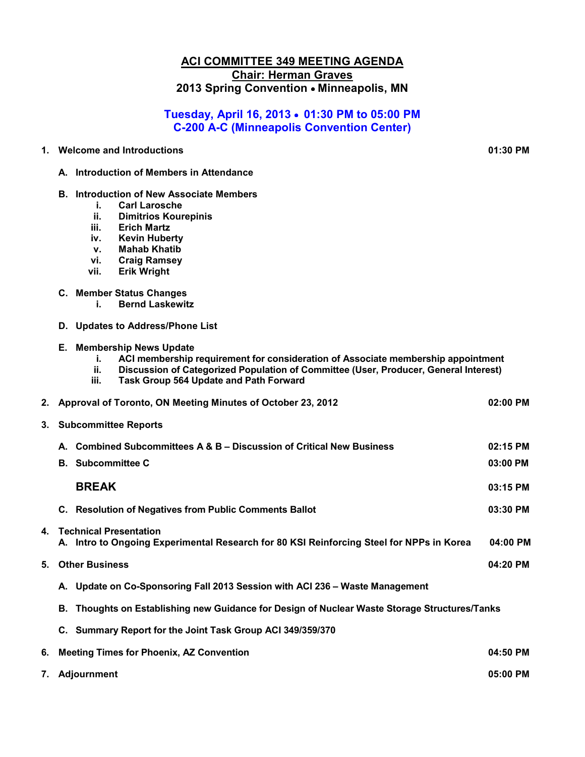# ACI COMMITTEE 349 MEETING AGENDA

## Chair: Herman Graves

## 2013 Spring Convention • Minneapolis, MN

### Tuesday, April 16, 2013 • 01:30 PM to 05:00 PM
### C-200 A-C (Minneapolis Convention Center)

**1. Welcome and Introductions** — 01:30 PM

- **A. Introduction of Members in Attendance**
- **B. Introduction of New Associate Members**
  - i. Carl Larosche
  - ii. Dimitrios Kourepinis
  - iii. Erich Martz
  - iv. Kevin Huberty
  - v. Mahab Khatib
  - vi. Craig Ramsey
  - vii. Erik Wright
- **C. Member Status Changes**
  - i. Bernd Laskewitz
- **D. Updates to Address/Phone List**
- **E. Membership News Update**
  - i. ACI membership requirement for consideration of Associate membership appointment
  - ii. Discussion of Categorized Population of Committee (User, Producer, General Interest)
  - iii. Task Group 564 Update and Path Forward

**2. Approval of Toronto, ON Meeting Minutes of October 23, 2012** — 02:00 PM

**3. Subcommittee Reports**

- **A. Combined Subcommittees A & B – Discussion of Critical New Business** — 02:15 PM
- **B. Subcommittee C** — 03:00 PM

**BREAK** — 03:15 PM

- **C. Resolution of Negatives from Public Comments Ballot** — 03:30 PM

**4. Technical Presentation**

- **A. Intro to Ongoing Experimental Research for 80 KSI Reinforcing Steel for NPPs in Korea** — 04:00 PM

**5. Other Business** — 04:20 PM

- **A. Update on Co-Sponsoring Fall 2013 Session with ACI 236 – Waste Management**
- **B. Thoughts on Establishing new Guidance for Design of Nuclear Waste Storage Structures/Tanks**
- **C. Summary Report for the Joint Task Group ACI 349/359/370**

**6. Meeting Times for Phoenix, AZ Convention** — 04:50 PM

**7. Adjournment** — 05:00 PM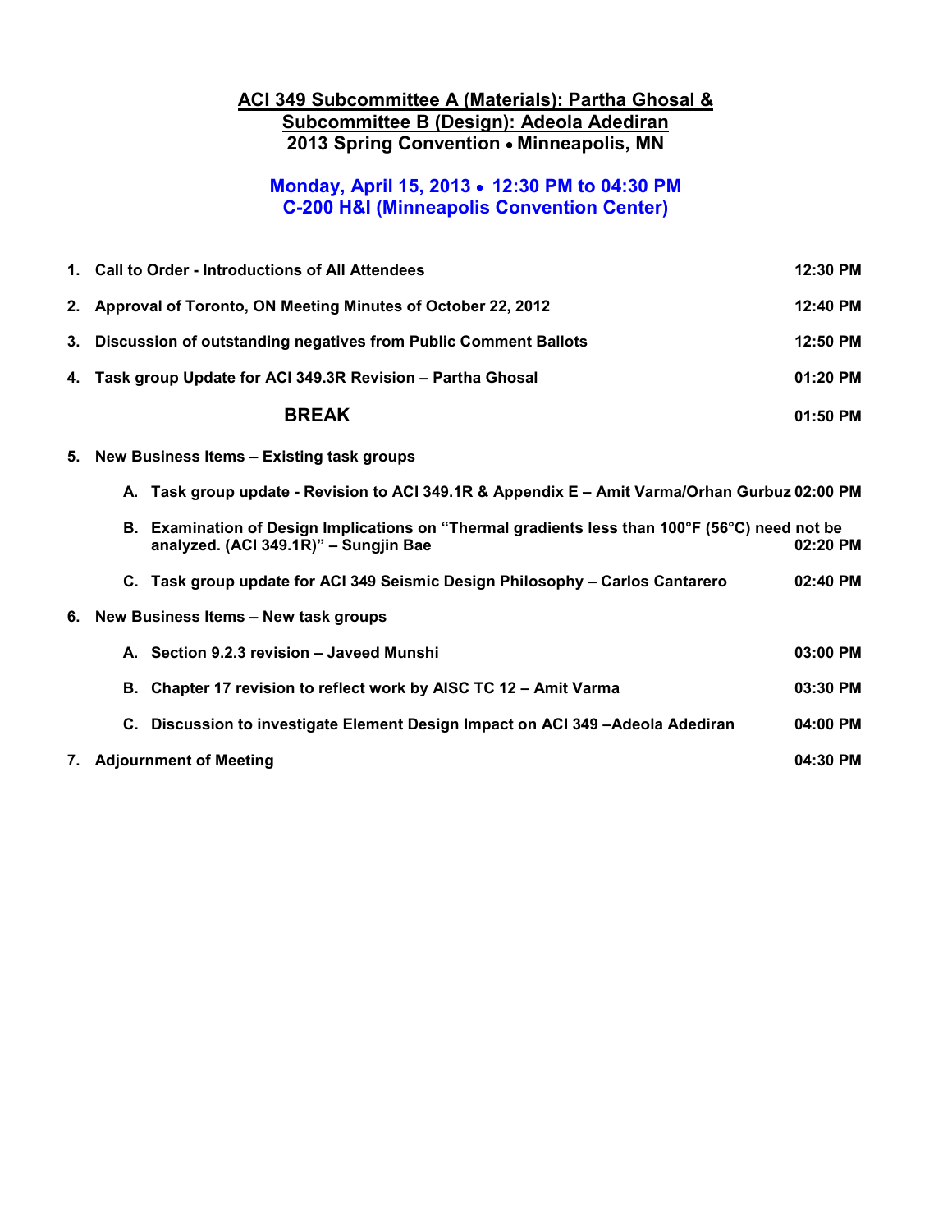# ACI 349 Subcommittee A (Materials): Partha Ghosal & Subcommittee B (Design): Adeola Adediran

**2013 Spring Convention • Minneapolis, MN**

## Monday, April 15, 2013 • 12:30 PM to 04:30 PM
## C-200 H&I (Minneapolis Convention Center)

| | | |
|---|---|---|
| **1.** | **Call to Order - Introductions of All Attendees** | **12:30 PM** |
| **2.** | **Approval of Toronto, ON Meeting Minutes of October 22, 2012** | **12:40 PM** |
| **3.** | **Discussion of outstanding negatives from Public Comment Ballots** | **12:50 PM** |
| **4.** | **Task group Update for ACI 349.3R Revision – Partha Ghosal** | **01:20 PM** |
| | **BREAK** | **01:50 PM** |
| **5.** | **New Business Items – Existing task groups** | |
| | **A. Task group update - Revision to ACI 349.1R & Appendix E – Amit Varma/Orhan Gurbuz** | **02:00 PM** |
| | **B. Examination of Design Implications on "Thermal gradients less than 100°F (56°C) need not be analyzed. (ACI 349.1R)" – Sungjin Bae** | **02:20 PM** |
| | **C. Task group update for ACI 349 Seismic Design Philosophy – Carlos Cantarero** | **02:40 PM** |
| **6.** | **New Business Items – New task groups** | |
| | **A. Section 9.2.3 revision – Javeed Munshi** | **03:00 PM** |
| | **B. Chapter 17 revision to reflect work by AISC TC 12 – Amit Varma** | **03:30 PM** |
| | **C. Discussion to investigate Element Design Impact on ACI 349 –Adeola Adediran** | **04:00 PM** |
| **7.** | **Adjournment of Meeting** | **04:30 PM** |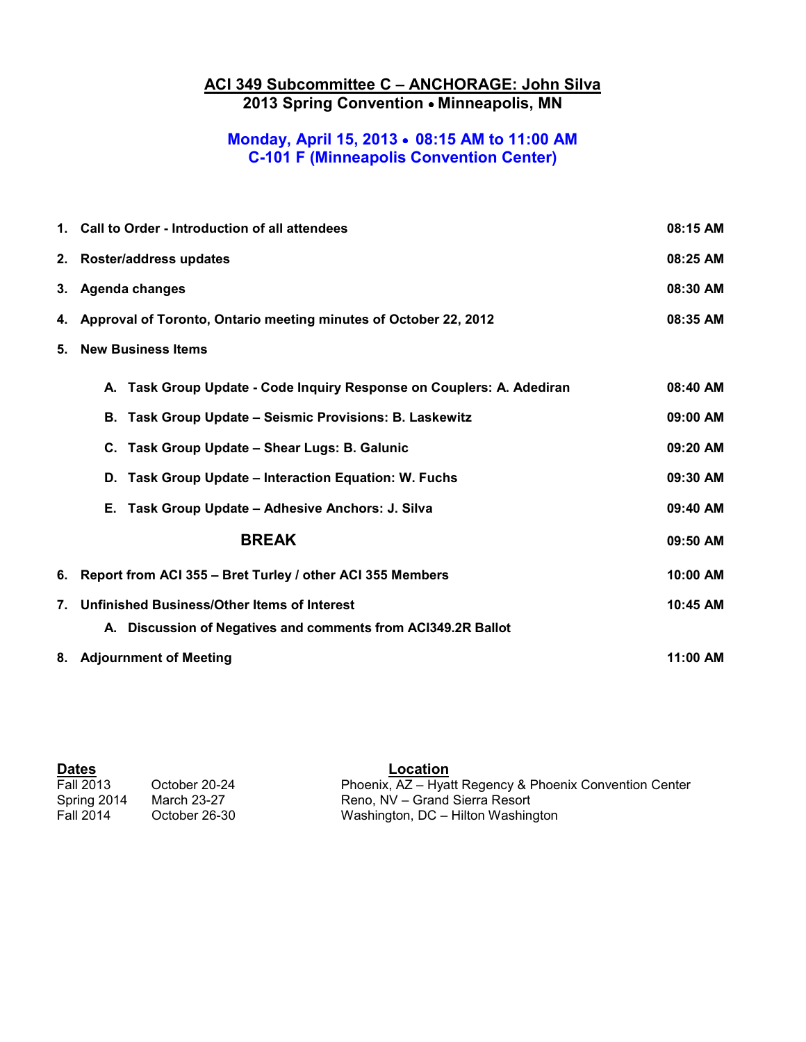# ACI 349 Subcommittee C – ANCHORAGE: John Silva

## 2013 Spring Convention • Minneapolis, MN

### Monday, April 15, 2013 • 08:15 AM to 11:00 AM
### C-101 F (Minneapolis Convention Center)

| | |
|---|---|
| **1. Call to Order - Introduction of all attendees** | **08:15 AM** |
| **2. Roster/address updates** | **08:25 AM** |
| **3. Agenda changes** | **08:30 AM** |
| **4. Approval of Toronto, Ontario meeting minutes of October 22, 2012** | **08:35 AM** |
| **5. New Business Items** | |
| **A. Task Group Update - Code Inquiry Response on Couplers: A. Adediran** | **08:40 AM** |
| **B. Task Group Update – Seismic Provisions: B. Laskewitz** | **09:00 AM** |
| **C. Task Group Update – Shear Lugs: B. Galunic** | **09:20 AM** |
| **D. Task Group Update – Interaction Equation: W. Fuchs** | **09:30 AM** |
| **E. Task Group Update – Adhesive Anchors: J. Silva** | **09:40 AM** |
| **BREAK** | **09:50 AM** |
| **6. Report from ACI 355 – Bret Turley / other ACI 355 Members** | **10:00 AM** |
| **7. Unfinished Business/Other Items of Interest** | **10:45 AM** |
| **A. Discussion of Negatives and comments from ACI349.2R Ballot** | |
| **8. Adjournment of Meeting** | **11:00 AM** |

| Dates | | Location |
|---|---|---|
| Fall 2013 | October 20-24 | Phoenix, AZ – Hyatt Regency & Phoenix Convention Center |
| Spring 2014 | March 23-27 | Reno, NV – Grand Sierra Resort |
| Fall 2014 | October 26-30 | Washington, DC – Hilton Washington |